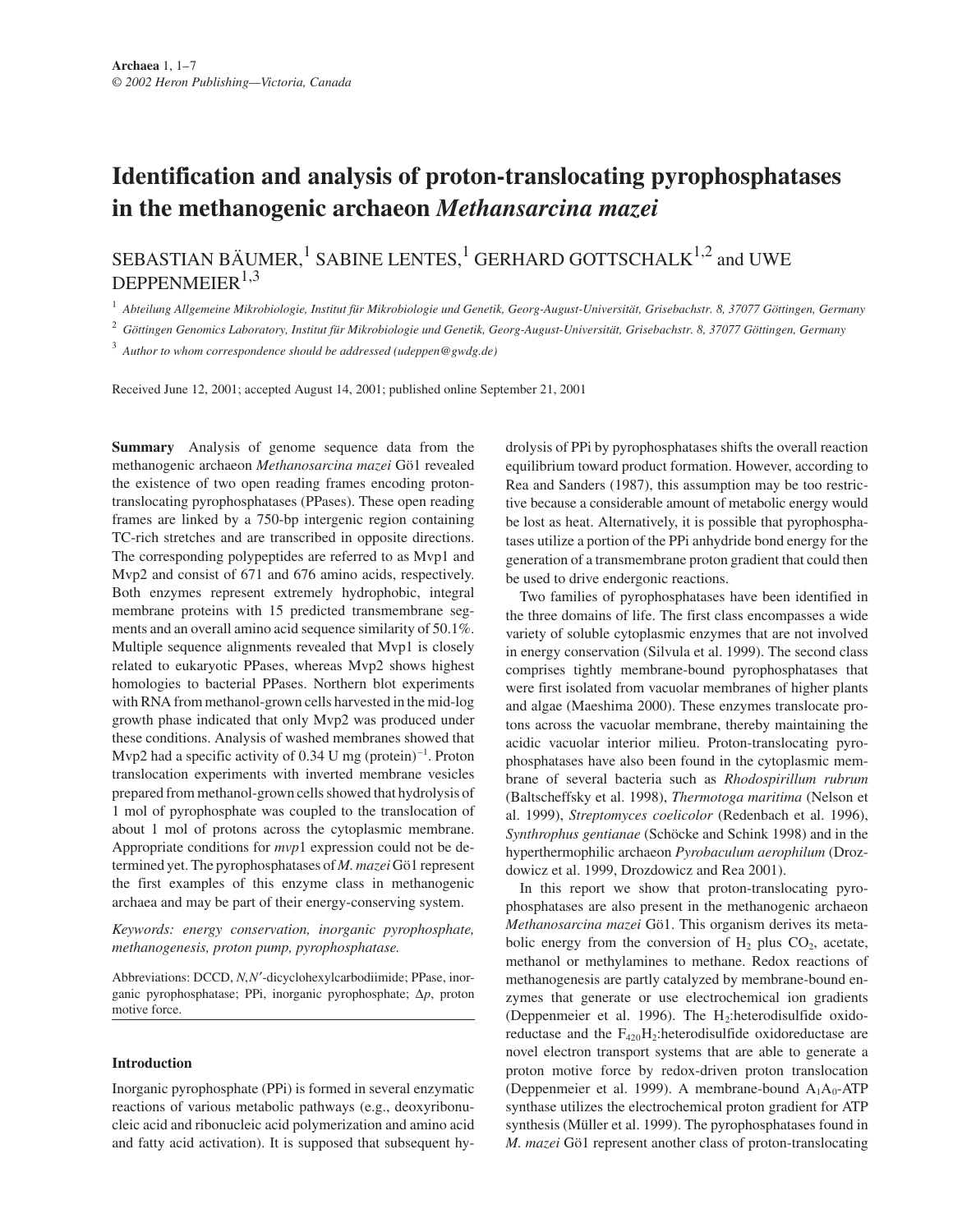# Identification and analysis of proton-translocating pyrophosphatases in the methanogenic archaeon *Methansarcina mazei*

SEBASTIAN BÄUMER,[1] SABINE LENTES,[1] GERHARD GOTTSCHALK[1,2] and UWE DEPPENMEIER[1,3]

[1] *Abteilung Allgemeine Mikrobiologie, Institut für Mikrobiologie und Genetik, Georg-August-Universität, Grisebachstr. 8, 37077 Göttingen, Germany*

[2] *Göttingen Genomics Laboratory, Institut für Mikrobiologie und Genetik, Georg-August-Universität, Grisebachstr. 8, 37077 Göttingen, Germany*

[3] *Author to whom correspondence should be addressed (udeppen@gwdg.de)*

Received June 12, 2001; accepted August 14, 2001; published online September 21, 2001

**Summary** Analysis of genome sequence data from the methanogenic archaeon *Methanosarcina mazei* Gö1 revealed the existence of two open reading frames encoding proton-translocating pyrophosphatases (PPases). These open reading frames are linked by a 750-bp intergenic region containing TC-rich stretches and are transcribed in opposite directions. The corresponding polypeptides are referred to as Mvp1 and Mvp2 and consist of 671 and 676 amino acids, respectively. Both enzymes represent extremely hydrophobic, integral membrane proteins with 15 predicted transmembrane segments and an overall amino acid sequence similarity of 50.1%. Multiple sequence alignments revealed that Mvp1 is closely related to eukaryotic PPases, whereas Mvp2 shows highest homologies to bacterial PPases. Northern blot experiments with RNA from methanol-grown cells harvested in the mid-log growth phase indicated that only Mvp2 was produced under these conditions. Analysis of washed membranes showed that Mvp2 had a specific activity of 0.34 U mg (protein)$^{-1}$. Proton translocation experiments with inverted membrane vesicles prepared from methanol-grown cells showed that hydrolysis of 1 mol of pyrophosphate was coupled to the translocation of about 1 mol of protons across the cytoplasmic membrane. Appropriate conditions for *mvp*1 expression could not be determined yet. The pyrophosphatases of *M. mazei* Gö1 represent the first examples of this enzyme class in methanogenic archaea and may be part of their energy-conserving system.

*Keywords: energy conservation, inorganic pyrophosphate, methanogenesis, proton pump, pyrophosphatase.*

Abbreviations: DCCD, *N,N′*-dicyclohexylcarbodiimide; PPase, inorganic pyrophosphatase; PPi, inorganic pyrophosphate; $\Delta p$, proton motive force.

## Introduction

Inorganic pyrophosphate (PPi) is formed in several enzymatic reactions of various metabolic pathways (e.g., deoxyribonucleic acid and ribonucleic acid polymerization and amino acid and fatty acid activation). It is supposed that subsequent hydrolysis of PPi by pyrophosphatases shifts the overall reaction equilibrium toward product formation. However, according to Rea and Sanders (1987), this assumption may be too restrictive because a considerable amount of metabolic energy would be lost as heat. Alternatively, it is possible that pyrophosphatases utilize a portion of the PPi anhydride bond energy for the generation of a transmembrane proton gradient that could then be used to drive endergonic reactions.

Two families of pyrophosphatases have been identified in the three domains of life. The first class encompasses a wide variety of soluble cytoplasmic enzymes that are not involved in energy conservation (Silvula et al. 1999). The second class comprises tightly membrane-bound pyrophosphatases that were first isolated from vacuolar membranes of higher plants and algae (Maeshima 2000). These enzymes translocate protons across the vacuolar membrane, thereby maintaining the acidic vacuolar interior milieu. Proton-translocating pyrophosphatases have also been found in the cytoplasmic membrane of several bacteria such as *Rhodospirillum rubrum* (Baltscheffsky et al. 1998), *Thermotoga maritima* (Nelson et al. 1999), *Streptomyces coelicolor* (Redenbach et al. 1996), *Synthrophus gentianae* (Schöcke and Schink 1998) and in the hyperthermophilic archaeon *Pyrobaculum aerophilum* (Drozdowicz et al. 1999, Drozdowicz and Rea 2001).

In this report we show that proton-translocating pyrophosphatases are also present in the methanogenic archaeon *Methanosarcina mazei* Gö1. This organism derives its metabolic energy from the conversion of $H_2$ plus $CO_2$, acetate, methanol or methylamines to methane. Redox reactions of methanogenesis are partly catalyzed by membrane-bound enzymes that generate or use electrochemical ion gradients (Deppenmeier et al. 1996). The $H_2$:heterodisulfide oxidoreductase and the $F_{420}H_2$:heterodisulfide oxidoreductase are novel electron transport systems that are able to generate a proton motive force by redox-driven proton translocation (Deppenmeier et al. 1999). A membrane-bound $A_1A_0$-ATP synthase utilizes the electrochemical proton gradient for ATP synthesis (Müller et al. 1999). The pyrophosphatases found in *M. mazei* Gö1 represent another class of proton-translocating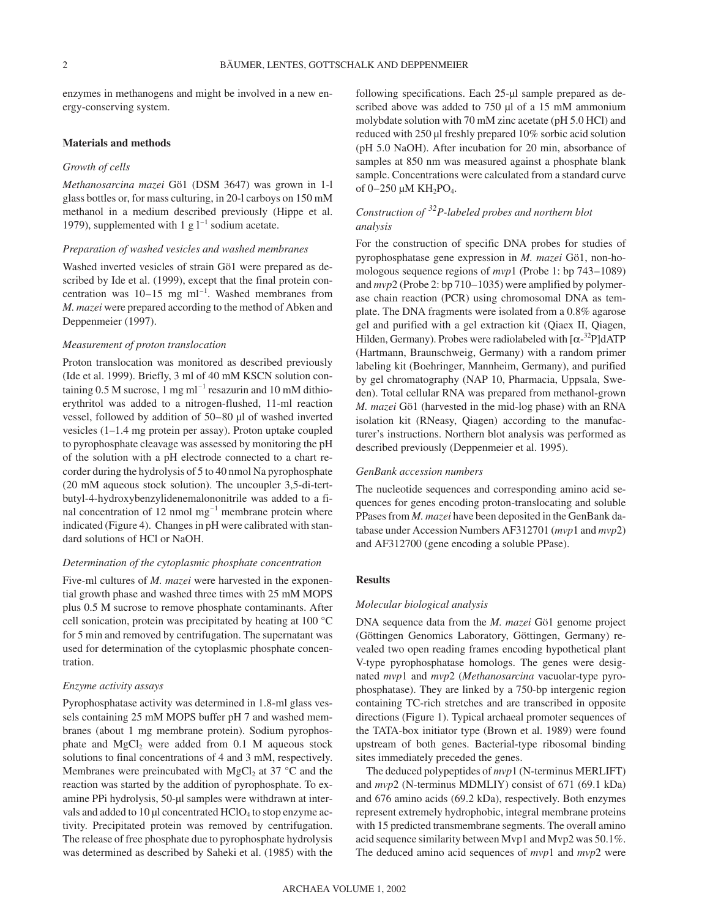enzymes in methanogens and might be involved in a new energy-conserving system.

## Materials and methods

### Growth of cells

*Methanosarcina mazei* Gö1 (DSM 3647) was grown in 1-l glass bottles or, for mass culturing, in 20-l carboys on 150 mM methanol in a medium described previously (Hippe et al. 1979), supplemented with 1 g $l^{-1}$ sodium acetate.

### Preparation of washed vesicles and washed membranes

Washed inverted vesicles of strain Gö1 were prepared as described by Ide et al. (1999), except that the final protein concentration was 10–15 mg $ml^{-1}$. Washed membranes from *M. mazei* were prepared according to the method of Abken and Deppenmeier (1997).

### Measurement of proton translocation

Proton translocation was monitored as described previously (Ide et al. 1999). Briefly, 3 ml of 40 mM KSCN solution containing 0.5 M sucrose, 1 mg $ml^{-1}$ resazurin and 10 mM dithioerythritol was added to a nitrogen-flushed, 11-ml reaction vessel, followed by addition of 50–80 µl of washed inverted vesicles (1–1.4 mg protein per assay). Proton uptake coupled to pyrophosphate cleavage was assessed by monitoring the pH of the solution with a pH electrode connected to a chart recorder during the hydrolysis of 5 to 40 nmol Na pyrophosphate (20 mM aqueous stock solution). The uncoupler 3,5-di-tert-butyl-4-hydroxybenzylidenemalononitrile was added to a final concentration of 12 nmol $mg^{-1}$ membrane protein where indicated (Figure 4). Changes in pH were calibrated with standard solutions of HCl or NaOH.

### Determination of the cytoplasmic phosphate concentration

Five-ml cultures of *M. mazei* were harvested in the exponential growth phase and washed three times with 25 mM MOPS plus 0.5 M sucrose to remove phosphate contaminants. After cell sonication, protein was precipitated by heating at 100 °C for 5 min and removed by centrifugation. The supernatant was used for determination of the cytoplasmic phosphate concentration.

### Enzyme activity assays

Pyrophosphatase activity was determined in 1.8-ml glass vessels containing 25 mM MOPS buffer pH 7 and washed membranes (about 1 mg membrane protein). Sodium pyrophosphate and $MgCl_2$ were added from 0.1 M aqueous stock solutions to final concentrations of 4 and 3 mM, respectively. Membranes were preincubated with $MgCl_2$ at 37 °C and the reaction was started by the addition of pyrophosphate. To examine PPi hydrolysis, 50-µl samples were withdrawn at intervals and added to 10 µl concentrated $HClO_4$ to stop enzyme activity. Precipitated protein was removed by centrifugation. The release of free phosphate due to pyrophosphate hydrolysis was determined as described by Saheki et al. (1985) with the following specifications. Each 25-µl sample prepared as described above was added to 750 µl of a 15 mM ammonium molybdate solution with 70 mM zinc acetate (pH 5.0 HCl) and reduced with 250 µl freshly prepared 10% sorbic acid solution (pH 5.0 NaOH). After incubation for 20 min, absorbance of samples at 850 nm was measured against a phosphate blank sample. Concentrations were calculated from a standard curve of 0–250 µM $KH_2PO_4$.

### Construction of $^{32}P$-labeled probes and northern blot analysis

For the construction of specific DNA probes for studies of pyrophosphatase gene expression in *M. mazei* Gö1, non-homologous sequence regions of *mvp*1 (Probe 1: bp 743–1089) and *mvp*2 (Probe 2: bp 710–1035) were amplified by polymerase chain reaction (PCR) using chromosomal DNA as template. The DNA fragments were isolated from a 0.8% agarose gel and purified with a gel extraction kit (Qiaex II, Qiagen, Hilden, Germany). Probes were radiolabeled with [$\alpha$-$^{32}P$]dATP (Hartmann, Braunschweig, Germany) with a random primer labeling kit (Boehringer, Mannheim, Germany), and purified by gel chromatography (NAP 10, Pharmacia, Uppsala, Sweden). Total cellular RNA was prepared from methanol-grown *M. mazei* Gö1 (harvested in the mid-log phase) with an RNA isolation kit (RNeasy, Qiagen) according to the manufacturer's instructions. Northern blot analysis was performed as described previously (Deppenmeier et al. 1995).

### GenBank accession numbers

The nucleotide sequences and corresponding amino acid sequences for genes encoding proton-translocating and soluble PPases from *M. mazei* have been deposited in the GenBank database under Accession Numbers AF312701 (*mvp*1 and *mvp*2) and AF312700 (gene encoding a soluble PPase).

## Results

### Molecular biological analysis

DNA sequence data from the *M. mazei* Gö1 genome project (Göttingen Genomics Laboratory, Göttingen, Germany) revealed two open reading frames encoding hypothetical plant V-type pyrophosphatase homologs. The genes were designated *mvp*1 and *mvp*2 (*Methanosarcina* vacuolar-type pyrophosphatase). They are linked by a 750-bp intergenic region containing TC-rich stretches and are transcribed in opposite directions (Figure 1). Typical archaeal promoter sequences of the TATA-box initiator type (Brown et al. 1989) were found upstream of both genes. Bacterial-type ribosomal binding sites immediately preceded the genes.

The deduced polypeptides of *mvp*1 (N-terminus MERLIFT) and *mvp*2 (N-terminus MDMLIY) consist of 671 (69.1 kDa) and 676 amino acids (69.2 kDa), respectively. Both enzymes represent extremely hydrophobic, integral membrane proteins with 15 predicted transmembrane segments. The overall amino acid sequence similarity between Mvp1 and Mvp2 was 50.1%. The deduced amino acid sequences of *mvp*1 and *mvp*2 were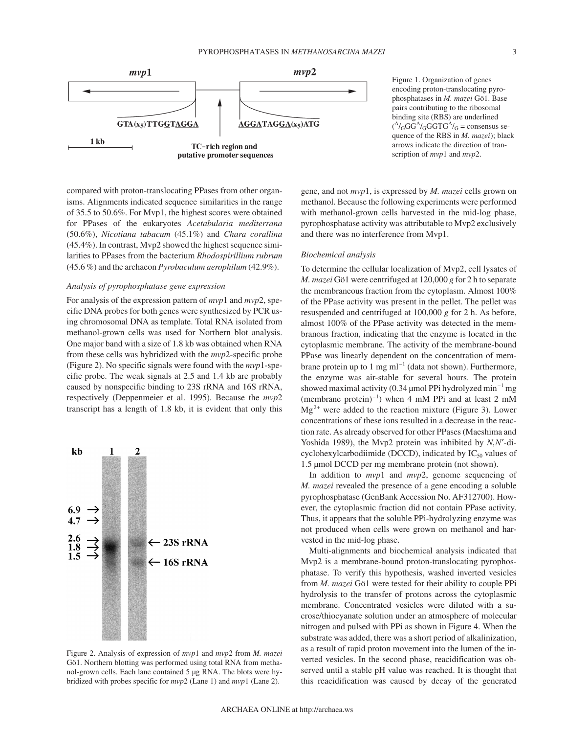Figure 1. Organization of genes encoding proton-translocating pyrophosphatases in *M. mazei* Gö1. Base pairs contributing to the ribosomal binding site (RBS) are underlined ($^{A}/_{G}GG^{A}/_{G}GGTG^{A}/_{G}$ = consensus sequence of the RBS in *M. mazei*); black arrows indicate the direction of transcription of *mvp*1 and *mvp*2.

compared with proton-translocating PPases from other organisms. Alignments indicated sequence similarities in the range of 35.5 to 50.6%. For Mvp1, the highest scores were obtained for PPases of the eukaryotes *Acetabularia mediterrana* (50.6%), *Nicotiana tabacum* (45.1%) and *Chara corallina* (45.4%). In contrast, Mvp2 showed the highest sequence similarities to PPases from the bacterium *Rhodospirillium rubrum* (45.6 %) and the archaeon *Pyrobaculum aerophilum* (42.9%).

### Analysis of pyrophosphatase gene expression

For analysis of the expression pattern of *mvp*1 and *mvp*2, specific DNA probes for both genes were synthesized by PCR using chromosomal DNA as template. Total RNA isolated from methanol-grown cells was used for Northern blot analysis. One major band with a size of 1.8 kb was obtained when RNA from these cells was hybridized with the *mvp*2-specific probe (Figure 2). No specific signals were found with the *mvp*1-specific probe. The weak signals at 2.5 and 1.4 kb are probably caused by nonspecific binding to 23S rRNA and 16S rRNA, respectively (Deppenmeier et al. 1995). Because the *mvp*2 transcript has a length of 1.8 kb, it is evident that only this gene, and not *mvp*1, is expressed by *M. mazei* cells grown on methanol. Because the following experiments were performed with methanol-grown cells harvested in the mid-log phase, pyrophosphatase activity was attributable to Mvp2 exclusively and there was no interference from Mvp1.

Figure 2. Analysis of expression of *mvp*1 and *mvp*2 from *M. mazei* Gö1. Northern blotting was performed using total RNA from methanol-grown cells. Each lane contained 5 µg RNA. The blots were hybridized with probes specific for *mvp*2 (Lane 1) and *mvp*1 (Lane 2).

### Biochemical analysis

To determine the cellular localization of Mvp2, cell lysates of *M. mazei* Gö1 were centrifuged at 120,000 *g* for 2 h to separate the membraneous fraction from the cytoplasm. Almost 100% of the PPase activity was present in the pellet. The pellet was resuspended and centrifuged at 100,000 *g* for 2 h. As before, almost 100% of the PPase activity was detected in the membranous fraction, indicating that the enzyme is located in the cytoplasmic membrane. The activity of the membrane-bound PPase was linearly dependent on the concentration of membrane protein up to 1 mg ml$^{-1}$ (data not shown). Furthermore, the enzyme was air-stable for several hours. The protein showed maximal activity (0.34 µmol PPi hydrolyzed min$^{-1}$ mg (membrane protein)$^{-1}$) when 4 mM PPi and at least 2 mM $Mg^{2+}$ were added to the reaction mixture (Figure 3). Lower concentrations of these ions resulted in a decrease in the reaction rate. As already observed for other PPases (Maeshima and Yoshida 1989), the Mvp2 protein was inhibited by *N,N'*-dicyclohexylcarbodiimide (DCCD), indicated by $IC_{50}$ values of 1.5 µmol DCCD per mg membrane protein (not shown).

In addition to *mvp*1 and *mvp*2, genome sequencing of *M. mazei* revealed the presence of a gene encoding a soluble pyrophosphatase (GenBank Accession No. AF312700). However, the cytoplasmic fraction did not contain PPase activity. Thus, it appears that the soluble PPi-hydrolyzing enzyme was not produced when cells were grown on methanol and harvested in the mid-log phase.

Multi-alignments and biochemical analysis indicated that Mvp2 is a membrane-bound proton-translocating pyrophosphatase. To verify this hypothesis, washed inverted vesicles from *M. mazei* Gö1 were tested for their ability to couple PPi hydrolysis to the transfer of protons across the cytoplasmic membrane. Concentrated vesicles were diluted with a sucrose/thiocyanate solution under an atmosphere of molecular nitrogen and pulsed with PPi as shown in Figure 4. When the substrate was added, there was a short period of alkalinization, as a result of rapid proton movement into the lumen of the inverted vesicles. In the second phase, reacidification was observed until a stable pH value was reached. It is thought that this reacidification was caused by decay of the generated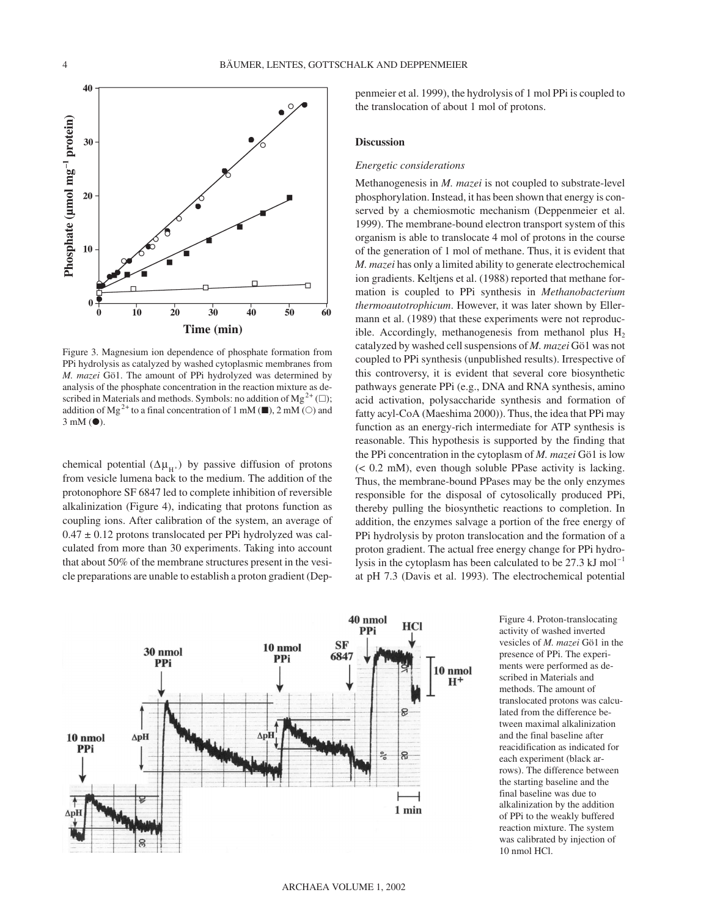Figure 3. Magnesium ion dependence of phosphate formation from PPi hydrolysis as catalyzed by washed cytoplasmic membranes from *M. mazei* Gö1. The amount of PPi hydrolyzed was determined by analysis of the phosphate concentration in the reaction mixture as described in Materials and methods. Symbols: no addition of $Mg^{2+}$ (□); addition of $Mg^{2+}$ to a final concentration of 1 mM (■), 2 mM (○) and 3 mM (●).

chemical potential ($\Delta\mu_{H^+}$) by passive diffusion of protons from vesicle lumena back to the medium. The addition of the protonophore SF 6847 led to complete inhibition of reversible alkalinization (Figure 4), indicating that protons function as coupling ions. After calibration of the system, an average of $0.47 \pm 0.12$ protons translocated per PPi hydrolyzed was calculated from more than 30 experiments. Taking into account that about 50% of the membrane structures present in the vesicle preparations are unable to establish a proton gradient (Deppenmeier et al. 1999), the hydrolysis of 1 mol PPi is coupled to the translocation of about 1 mol of protons.

## Discussion

### *Energetic considerations*

Methanogenesis in *M. mazei* is not coupled to substrate-level phosphorylation. Instead, it has been shown that energy is conserved by a chemiosmotic mechanism (Deppenmeier et al. 1999). The membrane-bound electron transport system of this organism is able to translocate 4 mol of protons in the course of the generation of 1 mol of methane. Thus, it is evident that *M. mazei* has only a limited ability to generate electrochemical ion gradients. Keltjens et al. (1988) reported that methane formation is coupled to PPi synthesis in *Methanobacterium thermoautotrophicum*. However, it was later shown by Ellermann et al. (1989) that these experiments were not reproducible. Accordingly, methanogenesis from methanol plus $H_2$ catalyzed by washed cell suspensions of *M. mazei* Gö1 was not coupled to PPi synthesis (unpublished results). Irrespective of this controversy, it is evident that several core biosynthetic pathways generate PPi (e.g., DNA and RNA synthesis, amino acid activation, polysaccharide synthesis and formation of fatty acyl-CoA (Maeshima 2000)). Thus, the idea that PPi may function as an energy-rich intermediate for ATP synthesis is reasonable. This hypothesis is supported by the finding that the PPi concentration in the cytoplasm of *M. mazei* Gö1 is low (< 0.2 mM), even though soluble PPase activity is lacking. Thus, the membrane-bound PPases may be the only enzymes responsible for the disposal of cytosolically produced PPi, thereby pulling the biosynthetic reactions to completion. In addition, the enzymes salvage a portion of the free energy of PPi hydrolysis by proton translocation and the formation of a proton gradient. The actual free energy change for PPi hydrolysis in the cytoplasm has been calculated to be 27.3 kJ $mol^{-1}$ at pH 7.3 (Davis et al. 1993). The electrochemical potential

Figure 4. Proton-translocating activity of washed inverted vesicles of *M. mazei* Gö1 in the presence of PPi. The experiments were performed as described in Materials and methods. The amount of translocated protons was calculated from the difference between maximal alkalinization and the final baseline after reacidification as indicated for each experiment (black arrows). The difference between the starting baseline and the final baseline was due to alkalinization by the addition of PPi to the weakly buffered reaction mixture. The system was calibrated by injection of 10 nmol HCl.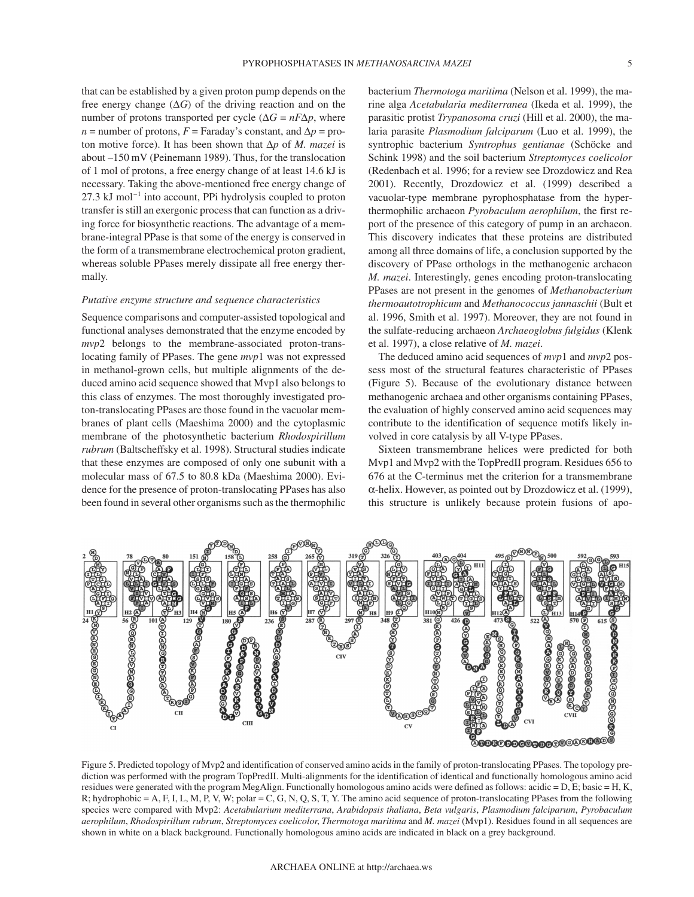that can be established by a given proton pump depends on the free energy change ($\Delta G$) of the driving reaction and on the number of protons transported per cycle ($\Delta G = nF\Delta p$, where $n$ = number of protons, $F$ = Faraday's constant, and $\Delta p$ = proton motive force). It has been shown that $\Delta p$ of *M. mazei* is about –150 mV (Peinemann 1989). Thus, for the translocation of 1 mol of protons, a free energy change of at least 14.6 kJ is necessary. Taking the above-mentioned free energy change of 27.3 kJ mol$^{-1}$ into account, PPi hydrolysis coupled to proton transfer is still an exergonic process that can function as a driving force for biosynthetic reactions. The advantage of a membrane-integral PPase is that some of the energy is conserved in the form of a transmembrane electrochemical proton gradient, whereas soluble PPases merely dissipate all free energy thermally.

### *Putative enzyme structure and sequence characteristics*

Sequence comparisons and computer-assisted topological and functional analyses demonstrated that the enzyme encoded by *mvp*2 belongs to the membrane-associated proton-translocating family of PPases. The gene *mvp*1 was not expressed in methanol-grown cells, but multiple alignments of the deduced amino acid sequence showed that Mvp1 also belongs to this class of enzymes. The most thoroughly investigated proton-translocating PPases are those found in the vacuolar membranes of plant cells (Maeshima 2000) and the cytoplasmic membrane of the photosynthetic bacterium *Rhodospirillum rubrum* (Baltscheffsky et al. 1998). Structural studies indicate that these enzymes are composed of only one subunit with a molecular mass of 67.5 to 80.8 kDa (Maeshima 2000). Evidence for the presence of proton-translocating PPases has also been found in several other organisms such as the thermophilic bacterium *Thermotoga maritima* (Nelson et al. 1999), the marine alga *Acetabularia mediterranea* (Ikeda et al. 1999), the parasitic protist *Trypanosoma cruzi* (Hill et al. 2000), the malaria parasite *Plasmodium falciparum* (Luo et al. 1999), the syntrophic bacterium *Syntrophus gentianae* (Schöcke and Schink 1998) and the soil bacterium *Streptomyces coelicolor* (Redenbach et al. 1996; for a review see Drozdowicz and Rea 2001). Recently, Drozdowicz et al. (1999) described a vacuolar-type membrane pyrophosphatase from the hyperthermophilic archaeon *Pyrobaculum aerophilum*, the first report of the presence of this category of pump in an archaeon. This discovery indicates that these proteins are distributed among all three domains of life, a conclusion supported by the discovery of PPase orthologs in the methanogenic archaeon *M. mazei*. Interestingly, genes encoding proton-translocating PPases are not present in the genomes of *Methanobacterium thermoautotrophicum* and *Methanococcus jannaschii* (Bult et al. 1996, Smith et al. 1997). Moreover, they are not found in the sulfate-reducing archaeon *Archaeoglobus fulgidus* (Klenk et al. 1997), a close relative of *M. mazei*.

The deduced amino acid sequences of *mvp*1 and *mvp*2 possess most of the structural features characteristic of PPases (Figure 5). Because of the evolutionary distance between methanogenic archaea and other organisms containing PPases, the evaluation of highly conserved amino acid sequences may contribute to the identification of sequence motifs likely involved in core catalysis by all V-type PPases.

Sixteen transmembrane helices were predicted for both Mvp1 and Mvp2 with the TopPredII program. Residues 656 to 676 at the C-terminus met the criterion for a transmembrane α-helix. However, as pointed out by Drozdowicz et al. (1999), this structure is unlikely because protein fusions of apo-

Figure 5. Predicted topology of Mvp2 and identification of conserved amino acids in the family of proton-translocating PPases. The topology prediction was performed with the program TopPredII. Multi-alignments for the identification of identical and functionally homologous amino acid residues were generated with the program MegAlign. Functionally homologous amino acids were defined as follows: acidic = D, E; basic = H, K, R; hydrophobic = A, F, I, L, M, P, V, W; polar = C, G, N, Q, S, T, Y. The amino acid sequence of proton-translocating PPases from the following species were compared with Mvp2: *Acetabularium mediterrana*, *Arabidopsis thaliana*, *Beta vulgaris*, *Plasmodium falciparum*, *Pyrobaculum aerophilum*, *Rhodospirillum rubrum*, *Streptomyces coelicolor*, *Thermotoga maritima* and *M. mazei* (Mvp1). Residues found in all sequences are shown in white on a black background. Functionally homologous amino acids are indicated in black on a grey background.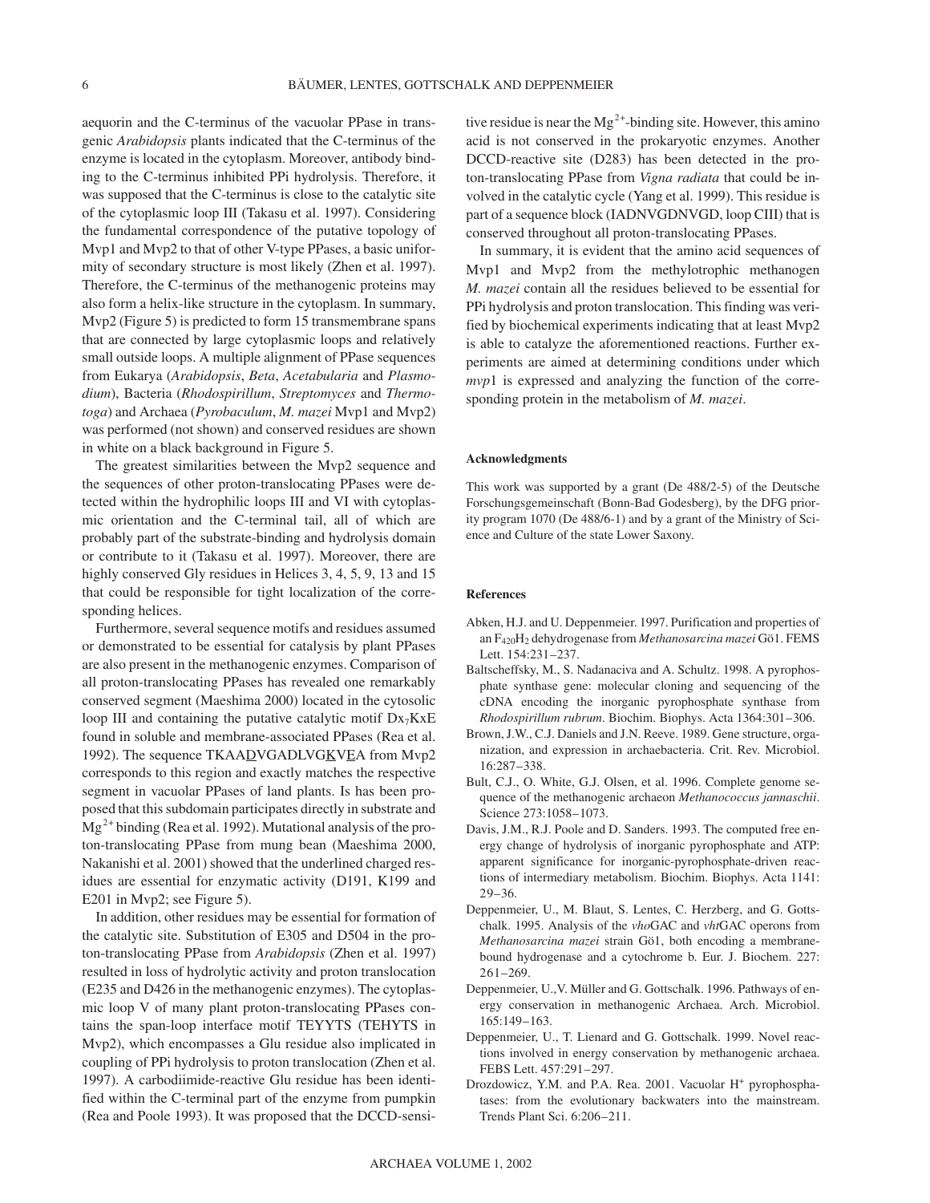aequorin and the C-terminus of the vacuolar PPase in transgenic *Arabidopsis* plants indicated that the C-terminus of the enzyme is located in the cytoplasm. Moreover, antibody binding to the C-terminus inhibited PPi hydrolysis. Therefore, it was supposed that the C-terminus is close to the catalytic site of the cytoplasmic loop III (Takasu et al. 1997). Considering the fundamental correspondence of the putative topology of Mvp1 and Mvp2 to that of other V-type PPases, a basic uniformity of secondary structure is most likely (Zhen et al. 1997). Therefore, the C-terminus of the methanogenic proteins may also form a helix-like structure in the cytoplasm. In summary, Mvp2 (Figure 5) is predicted to form 15 transmembrane spans that are connected by large cytoplasmic loops and relatively small outside loops. A multiple alignment of PPase sequences from Eukarya (*Arabidopsis*, *Beta*, *Acetabularia* and *Plasmodium*), Bacteria (*Rhodospirillum*, *Streptomyces* and *Thermotoga*) and Archaea (*Pyrobaculum*, *M. mazei* Mvp1 and Mvp2) was performed (not shown) and conserved residues are shown in white on a black background in Figure 5.

The greatest similarities between the Mvp2 sequence and the sequences of other proton-translocating PPases were detected within the hydrophilic loops III and VI with cytoplasmic orientation and the C-terminal tail, all of which are probably part of the substrate-binding and hydrolysis domain or contribute to it (Takasu et al. 1997). Moreover, there are highly conserved Gly residues in Helices 3, 4, 5, 9, 13 and 15 that could be responsible for tight localization of the corresponding helices.

Furthermore, several sequence motifs and residues assumed or demonstrated to be essential for catalysis by plant PPases are also present in the methanogenic enzymes. Comparison of all proton-translocating PPases has revealed one remarkably conserved segment (Maeshima 2000) located in the cytosolic loop III and containing the putative catalytic motif $Dx_7KxE$ found in soluble and membrane-associated PPases (Rea et al. 1992). The sequence TKAA<u>D</u>VGADLVG<u>K</u>V<u>E</u>A from Mvp2 corresponds to this region and exactly matches the respective segment in vacuolar PPases of land plants. Is has been proposed that this subdomain participates directly in substrate and $Mg^{2+}$ binding (Rea et al. 1992). Mutational analysis of the proton-translocating PPase from mung bean (Maeshima 2000, Nakanishi et al. 2001) showed that the underlined charged residues are essential for enzymatic activity (D191, K199 and E201 in Mvp2; see Figure 5).

In addition, other residues may be essential for formation of the catalytic site. Substitution of E305 and D504 in the proton-translocating PPase from *Arabidopsis* (Zhen et al. 1997) resulted in loss of hydrolytic activity and proton translocation (E235 and D426 in the methanogenic enzymes). The cytoplasmic loop V of many plant proton-translocating PPases contains the span-loop interface motif TEYYTS (TEHYTS in Mvp2), which encompasses a Glu residue also implicated in coupling of PPi hydrolysis to proton translocation (Zhen et al. 1997). A carbodiimide-reactive Glu residue has been identified within the C-terminal part of the enzyme from pumpkin (Rea and Poole 1993). It was proposed that the DCCD-sensitive residue is near the $Mg^{2+}$-binding site. However, this amino acid is not conserved in the prokaryotic enzymes. Another DCCD-reactive site (D283) has been detected in the proton-translocating PPase from *Vigna radiata* that could be involved in the catalytic cycle (Yang et al. 1999). This residue is part of a sequence block (IADNVGDNVGD, loop CIII) that is conserved throughout all proton-translocating PPases.

In summary, it is evident that the amino acid sequences of Mvp1 and Mvp2 from the methylotrophic methanogen *M. mazei* contain all the residues believed to be essential for PPi hydrolysis and proton translocation. This finding was verified by biochemical experiments indicating that at least Mvp2 is able to catalyze the aforementioned reactions. Further experiments are aimed at determining conditions under which *mvp*1 is expressed and analyzing the function of the corresponding protein in the metabolism of *M. mazei*.

#### Acknowledgments

This work was supported by a grant (De 488/2-5) of the Deutsche Forschungsgemeinschaft (Bonn-Bad Godesberg), by the DFG priority program 1070 (De 488/6-1) and by a grant of the Ministry of Science and Culture of the state Lower Saxony.

#### References

Abken, H.J. and U. Deppenmeier. 1997. Purification and properties of an $F_{420}H_2$ dehydrogenase from *Methanosarcina mazei* Gö1. FEMS Lett. 154:231–237.

Baltscheffsky, M., S. Nadanaciva and A. Schultz. 1998. A pyrophosphate synthase gene: molecular cloning and sequencing of the cDNA encoding the inorganic pyrophosphate synthase from *Rhodospirillum rubrum*. Biochim. Biophys. Acta 1364:301–306.

Brown, J.W., C.J. Daniels and J.N. Reeve. 1989. Gene structure, organization, and expression in archaebacteria. Crit. Rev. Microbiol. 16:287–338.

Bult, C.J., O. White, G.J. Olsen, et al. 1996. Complete genome sequence of the methanogenic archaeon *Methanococcus jannaschii*. Science 273:1058–1073.

Davis, J.M., R.J. Poole and D. Sanders. 1993. The computed free energy change of hydrolysis of inorganic pyrophosphate and ATP: apparent significance for inorganic-pyrophosphate-driven reactions of intermediary metabolism. Biochim. Biophys. Acta 1141: 29–36.

Deppenmeier, U., M. Blaut, S. Lentes, C. Herzberg, and G. Gottschalk. 1995. Analysis of the *vho*GAC and *vht*GAC operons from *Methanosarcina mazei* strain Gö1, both encoding a membrane-bound hydrogenase and a cytochrome b. Eur. J. Biochem. 227: 261–269.

Deppenmeier, U.,V. Müller and G. Gottschalk. 1996. Pathways of energy conservation in methanogenic Archaea. Arch. Microbiol. 165:149–163.

Deppenmeier, U., T. Lienard and G. Gottschalk. 1999. Novel reactions involved in energy conservation by methanogenic archaea. FEBS Lett. 457:291–297.

Drozdowicz, Y.M. and P.A. Rea. 2001. Vacuolar $H^+$ pyrophosphatases: from the evolutionary backwaters into the mainstream. Trends Plant Sci. 6:206–211.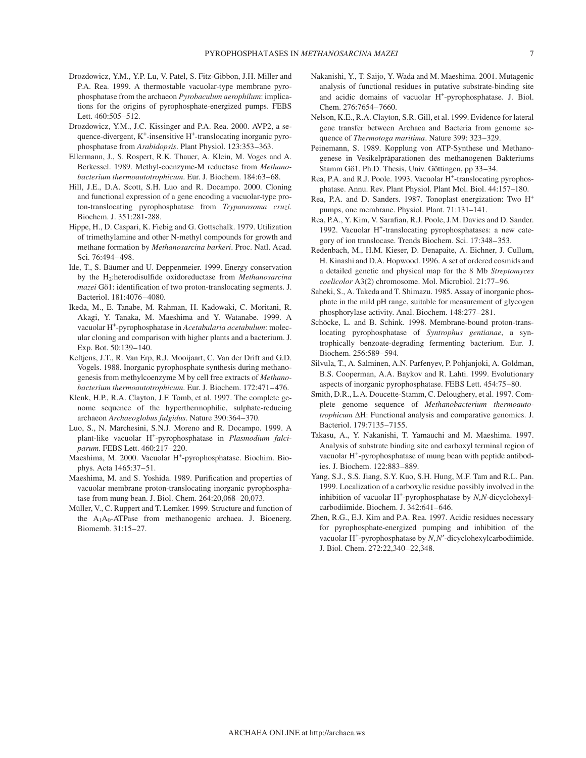Drozdowicz, Y.M., Y.P. Lu, V. Patel, S. Fitz-Gibbon, J.H. Miller and P.A. Rea. 1999. A thermostable vacuolar-type membrane pyrophosphatase from the archaeon *Pyrobaculum aerophilum*: implications for the origins of pyrophosphate-energized pumps. FEBS Lett. 460:505–512.

Drozdowicz, Y.M., J.C. Kissinger and P.A. Rea. 2000. AVP2, a sequence-divergent, $K^+$-insensitive $H^+$-translocating inorganic pyrophosphatase from *Arabidopsis*. Plant Physiol. 123:353–363.

Ellermann, J., S. Rospert, R.K. Thauer, A. Klein, M. Voges and A. Berkessel. 1989. Methyl-coenzyme-M reductase from *Methanobacterium thermoautotrophicum*. Eur. J. Biochem. 184:63–68.

Hill, J.E., D.A. Scott, S.H. Luo and R. Docampo. 2000. Cloning and functional expression of a gene encoding a vacuolar-type proton-translocating pyrophosphatase from *Trypanosoma cruzi*. Biochem. J. 351:281-288.

Hippe, H., D. Caspari, K. Fiebig and G. Gottschalk. 1979. Utilization of trimethylamine and other N-methyl compounds for growth and methane formation by *Methanosarcina barkeri*. Proc. Natl. Acad. Sci. 76:494–498.

Ide, T., S. Bäumer and U. Deppenmeier. 1999. Energy conservation by the $H_2$:heterodisulfide oxidoreductase from *Methanosarcina mazei* Gö1: identification of two proton-translocating segments. J. Bacteriol. 181:4076–4080.

Ikeda, M., E. Tanabe, M. Rahman, H. Kadowaki, C. Moritani, R. Akagi, Y. Tanaka, M. Maeshima and Y. Watanabe. 1999. A vacuolar $H^+$-pyrophosphatase in *Acetabularia acetabulum*: molecular cloning and comparison with higher plants and a bacterium. J. Exp. Bot. 50:139–140.

Keltjens, J.T., R. Van Erp, R.J. Mooijaart, C. Van der Drift and G.D. Vogels. 1988. Inorganic pyrophosphate synthesis during methanogenesis from methylcoenzyme M by cell free extracts of *Methanobacterium thermoautotrophicum*. Eur. J. Biochem. 172:471–476.

Klenk, H.P., R.A. Clayton, J.F. Tomb, et al. 1997. The complete genome sequence of the hyperthermophilic, sulphate-reducing archaeon *Archaeoglobus fulgidus*. Nature 390:364–370.

Luo, S., N. Marchesini, S.N.J. Moreno and R. Docampo. 1999. A plant-like vacuolar $H^+$-pyrophosphatase in *Plasmodium falciparum*. FEBS Lett. 460:217–220.

Maeshima, M. 2000. Vacuolar $H^+$-pyrophosphatase. Biochim. Biophys. Acta 1465:37–51.

Maeshima, M. and S. Yoshida. 1989. Purification and properties of vacuolar membrane proton-translocating inorganic pyrophosphatase from mung bean. J. Biol. Chem. 264:20,068–20,073.

Müller, V., C. Ruppert and T. Lemker. 1999. Structure and function of the $A_1A_0$-ATPase from methanogenic archaea. J. Bioenerg. Biomemb. 31:15–27.

Nakanishi, Y., T. Saijo, Y. Wada and M. Maeshima. 2001. Mutagenic analysis of functional residues in putative substrate-binding site and acidic domains of vacuolar $H^+$-pyrophosphatase. J. Biol. Chem. 276:7654–7660.

Nelson, K.E., R.A. Clayton, S.R. Gill, et al. 1999. Evidence for lateral gene transfer between Archaea and Bacteria from genome sequence of *Thermotoga maritima*. Nature 399: 323–329.

Peinemann, S. 1989. Kopplung von ATP-Synthese und Methanogenese in Vesikelpräparationen des methanogenen Bakteriums Stamm Gö1. Ph.D. Thesis, Univ. Göttingen, pp 33–34.

Rea, P.A. and R.J. Poole. 1993. Vacuolar $H^+$-translocating pyrophosphatase. Annu. Rev. Plant Physiol. Plant Mol. Biol. 44:157–180.

Rea, P.A. and D. Sanders. 1987. Tonoplast energization: Two $H^+$ pumps, one membrane. Physiol. Plant. 71:131–141.

Rea, P.A., Y. Kim, V. Sarafian, R.J. Poole, J.M. Davies and D. Sander. 1992. Vacuolar $H^+$-translocating pyrophosphatases: a new category of ion translocase. Trends Biochem. Sci. 17:348–353.

Redenbach, M., H.M. Kieser, D. Denapaite, A. Eichner, J. Cullum, H. Kinashi and D.A. Hopwood. 1996. A set of ordered cosmids and a detailed genetic and physical map for the 8 Mb *Streptomyces coelicolor* A3(2) chromosome. Mol. Microbiol. 21:77–96.

Saheki, S., A. Takeda and T. Shimazu. 1985. Assay of inorganic phosphate in the mild pH range, suitable for measurement of glycogen phosphorylase activity. Anal. Biochem. 148:277–281.

Schöcke, L. and B. Schink. 1998. Membrane-bound proton-translocating pyrophosphatase of *Syntrophus gentianae*, a syntrophically benzoate-degrading fermenting bacterium. Eur. J. Biochem. 256:589–594.

Silvula, T., A. Salminen, A.N. Parfenyev, P. Pohjanjoki, A. Goldman, B.S. Cooperman, A.A. Baykov and R. Lahti. 1999. Evolutionary aspects of inorganic pyrophosphatase. FEBS Lett. 454:75–80.

Smith, D.R., L.A. Doucette-Stamm, C. Deloughery, et al. 1997. Complete genome sequence of *Methanobacterium thermoautotrophicum* ΔH: Functional analysis and comparative genomics. J. Bacteriol. 179:7135–7155.

Takasu, A., Y. Nakanishi, T. Yamauchi and M. Maeshima. 1997. Analysis of substrate binding site and carboxyl terminal region of vacuolar $H^+$-pyrophosphatase of mung bean with peptide antibodies. J. Biochem. 122:883–889.

Yang, S.J., S.S. Jiang, S.Y. Kuo, S.H. Hung, M.F. Tam and R.L. Pan. 1999. Localization of a carboxylic residue possibly involved in the inhibition of vacuolar $H^+$-pyrophosphatase by *N*,*N*-dicyclohexylcarbodiimide. Biochem. J. 342:641–646.

Zhen, R.G., E.J. Kim and P.A. Rea. 1997. Acidic residues necessary for pyrophosphate-energized pumping and inhibition of the vacuolar $H^+$-pyrophosphatase by *N*,*N*′-dicyclohexylcarbodiimide. J. Biol. Chem. 272:22,340–22,348.